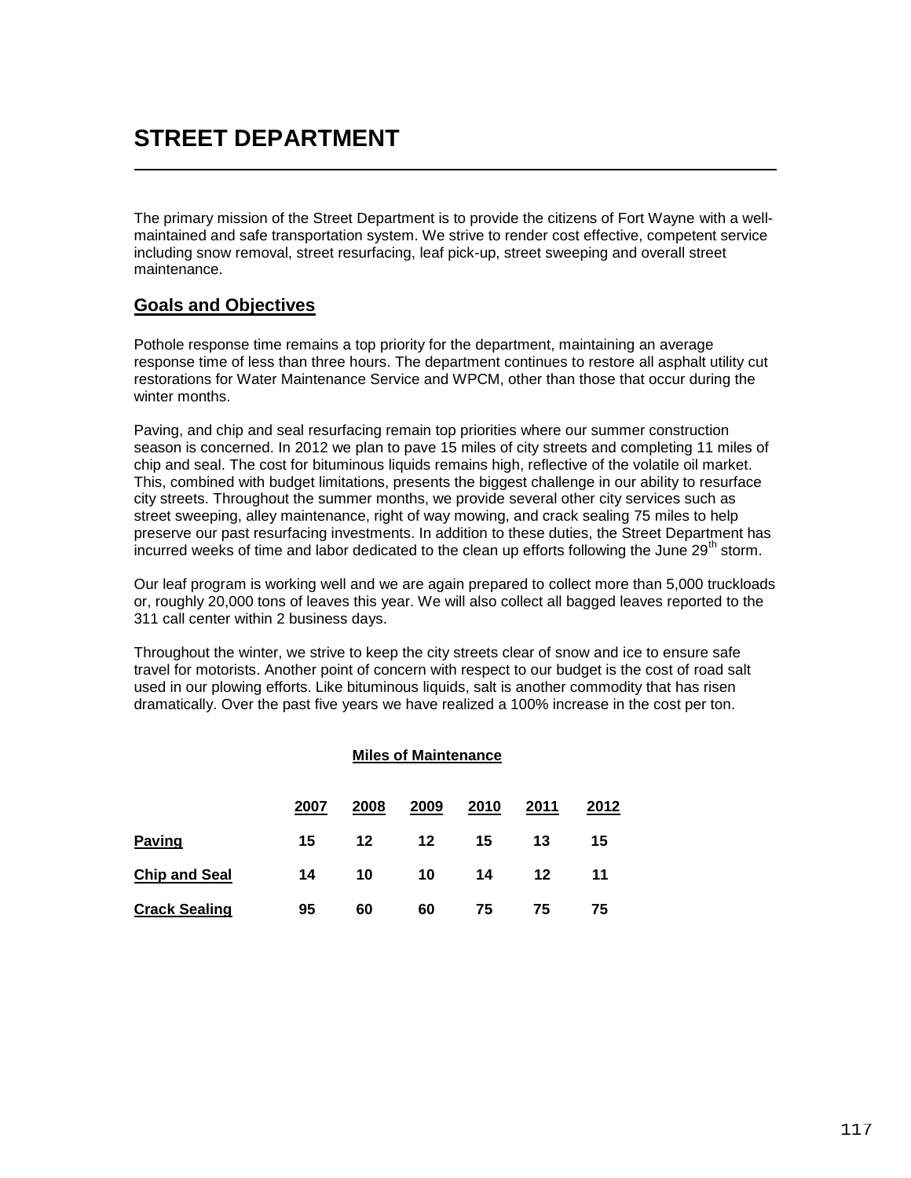# STREET DEPARTMENT

The primary mission of the Street Department is to provide the citizens of Fort Wayne with a well-maintained and safe transportation system. We strive to render cost effective, competent service including snow removal, street resurfacing, leaf pick-up, street sweeping and overall street maintenance.

## Goals and Objectives

Pothole response time remains a top priority for the department, maintaining an average response time of less than three hours. The department continues to restore all asphalt utility cut restorations for Water Maintenance Service and WPCM, other than those that occur during the winter months.

Paving, and chip and seal resurfacing remain top priorities where our summer construction season is concerned. In 2012 we plan to pave 15 miles of city streets and completing 11 miles of chip and seal. The cost for bituminous liquids remains high, reflective of the volatile oil market. This, combined with budget limitations, presents the biggest challenge in our ability to resurface city streets. Throughout the summer months, we provide several other city services such as street sweeping, alley maintenance, right of way mowing, and crack sealing 75 miles to help preserve our past resurfacing investments. In addition to these duties, the Street Department has incurred weeks of time and labor dedicated to the clean up efforts following the June 29th storm.

Our leaf program is working well and we are again prepared to collect more than 5,000 truckloads or, roughly 20,000 tons of leaves this year. We will also collect all bagged leaves reported to the 311 call center within 2 business days.

Throughout the winter, we strive to keep the city streets clear of snow and ice to ensure safe travel for motorists. Another point of concern with respect to our budget is the cost of road salt used in our plowing efforts. Like bituminous liquids, salt is another commodity that has risen dramatically. Over the past five years we have realized a 100% increase in the cost per ton.

**Miles of Maintenance**

| | 2007 | 2008 | 2009 | 2010 | 2011 | 2012 |
|---|---|---|---|---|---|---|
| **Paving** | 15 | 12 | 12 | 15 | 13 | 15 |
| **Chip and Seal** | 14 | 10 | 10 | 14 | 12 | 11 |
| **Crack Sealing** | 95 | 60 | 60 | 75 | 75 | 75 |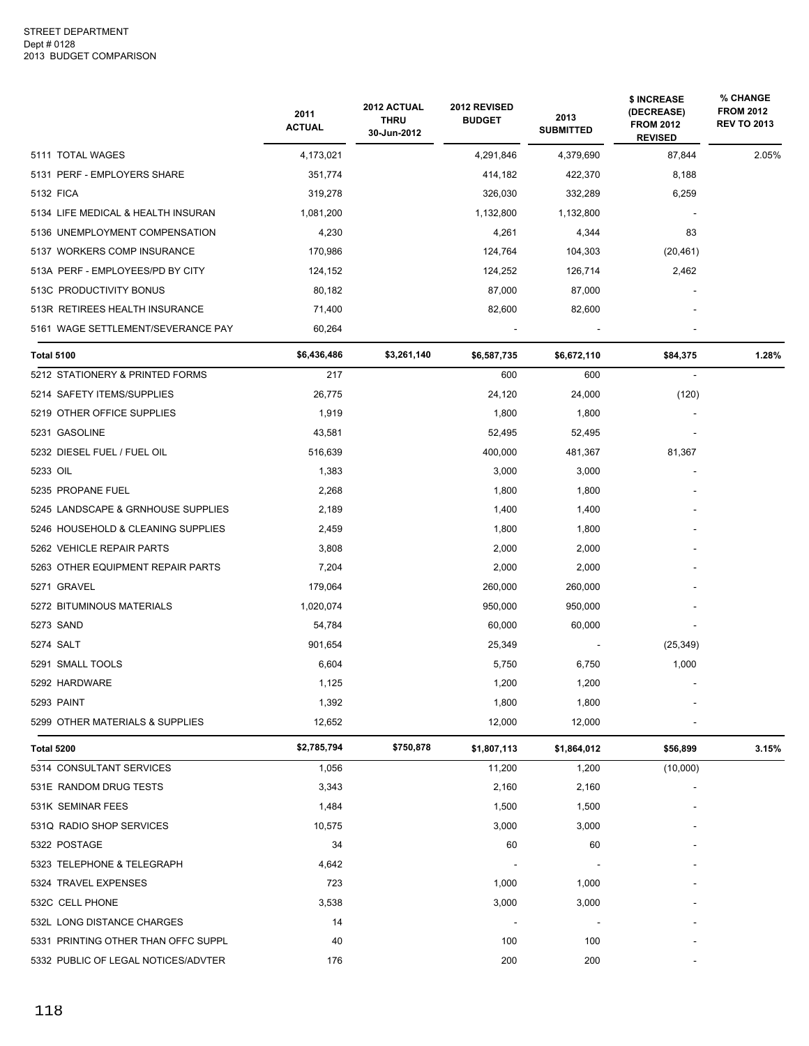STREET DEPARTMENT
Dept # 0128
2013 BUDGET COMPARISON

| | 2011 ACTUAL | 2012 ACTUAL THRU 30-Jun-2012 | 2012 REVISED BUDGET | 2013 SUBMITTED | $ INCREASE (DECREASE) FROM 2012 REVISED | % CHANGE FROM 2012 REV TO 2013 |
|---|---|---|---|---|---|---|
| 5111 TOTAL WAGES | 4,173,021 | | 4,291,846 | 4,379,690 | 87,844 | 2.05% |
| 5131 PERF - EMPLOYERS SHARE | 351,774 | | 414,182 | 422,370 | 8,188 | |
| 5132 FICA | 319,278 | | 326,030 | 332,289 | 6,259 | |
| 5134 LIFE MEDICAL & HEALTH INSURAN | 1,081,200 | | 1,132,800 | 1,132,800 | - | |
| 5136 UNEMPLOYMENT COMPENSATION | 4,230 | | 4,261 | 4,344 | 83 | |
| 5137 WORKERS COMP INSURANCE | 170,986 | | 124,764 | 104,303 | (20,461) | |
| 513A PERF - EMPLOYEES/PD BY CITY | 124,152 | | 124,252 | 126,714 | 2,462 | |
| 513C PRODUCTIVITY BONUS | 80,182 | | 87,000 | 87,000 | - | |
| 513R RETIREES HEALTH INSURANCE | 71,400 | | 82,600 | 82,600 | - | |
| 5161 WAGE SETTLEMENT/SEVERANCE PAY | 60,264 | | - | - | - | |
| **Total 5100** | **$6,436,486** | **$3,261,140** | **$6,587,735** | **$6,672,110** | **$84,375** | **1.28%** |
| 5212 STATIONERY & PRINTED FORMS | 217 | | 600 | 600 | - | |
| 5214 SAFETY ITEMS/SUPPLIES | 26,775 | | 24,120 | 24,000 | (120) | |
| 5219 OTHER OFFICE SUPPLIES | 1,919 | | 1,800 | 1,800 | - | |
| 5231 GASOLINE | 43,581 | | 52,495 | 52,495 | - | |
| 5232 DIESEL FUEL / FUEL OIL | 516,639 | | 400,000 | 481,367 | 81,367 | |
| 5233 OIL | 1,383 | | 3,000 | 3,000 | - | |
| 5235 PROPANE FUEL | 2,268 | | 1,800 | 1,800 | - | |
| 5245 LANDSCAPE & GRNHOUSE SUPPLIES | 2,189 | | 1,400 | 1,400 | - | |
| 5246 HOUSEHOLD & CLEANING SUPPLIES | 2,459 | | 1,800 | 1,800 | - | |
| 5262 VEHICLE REPAIR PARTS | 3,808 | | 2,000 | 2,000 | - | |
| 5263 OTHER EQUIPMENT REPAIR PARTS | 7,204 | | 2,000 | 2,000 | - | |
| 5271 GRAVEL | 179,064 | | 260,000 | 260,000 | - | |
| 5272 BITUMINOUS MATERIALS | 1,020,074 | | 950,000 | 950,000 | - | |
| 5273 SAND | 54,784 | | 60,000 | 60,000 | - | |
| 5274 SALT | 901,654 | | 25,349 | - | (25,349) | |
| 5291 SMALL TOOLS | 6,604 | | 5,750 | 6,750 | 1,000 | |
| 5292 HARDWARE | 1,125 | | 1,200 | 1,200 | - | |
| 5293 PAINT | 1,392 | | 1,800 | 1,800 | - | |
| 5299 OTHER MATERIALS & SUPPLIES | 12,652 | | 12,000 | 12,000 | - | |
| **Total 5200** | **$2,785,794** | **$750,878** | **$1,807,113** | **$1,864,012** | **$56,899** | **3.15%** |
| 5314 CONSULTANT SERVICES | 1,056 | | 11,200 | 1,200 | (10,000) | |
| 531E RANDOM DRUG TESTS | 3,343 | | 2,160 | 2,160 | - | |
| 531K SEMINAR FEES | 1,484 | | 1,500 | 1,500 | - | |
| 531Q RADIO SHOP SERVICES | 10,575 | | 3,000 | 3,000 | - | |
| 5322 POSTAGE | 34 | | 60 | 60 | - | |
| 5323 TELEPHONE & TELEGRAPH | 4,642 | | - | - | - | |
| 5324 TRAVEL EXPENSES | 723 | | 1,000 | 1,000 | - | |
| 532C CELL PHONE | 3,538 | | 3,000 | 3,000 | - | |
| 532L LONG DISTANCE CHARGES | 14 | | - | - | - | |
| 5331 PRINTING OTHER THAN OFFC SUPPL | 40 | | 100 | 100 | - | |
| 5332 PUBLIC OF LEGAL NOTICES/ADVTER | 176 | | 200 | 200 | - | |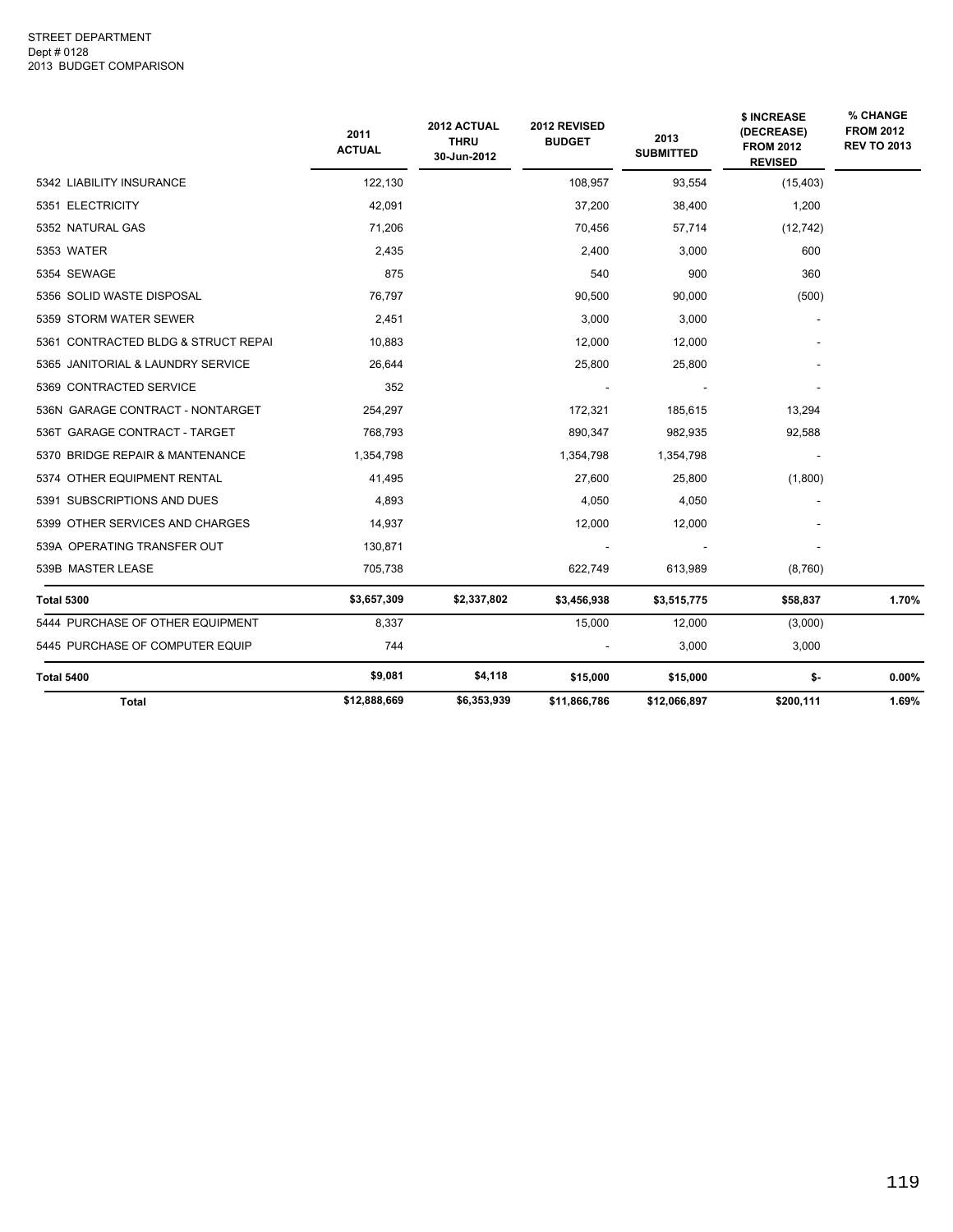STREET DEPARTMENT
Dept # 0128
2013 BUDGET COMPARISON

| | 2011 ACTUAL | 2012 ACTUAL THRU 30-Jun-2012 | 2012 REVISED BUDGET | 2013 SUBMITTED | $ INCREASE (DECREASE) FROM 2012 REVISED | % CHANGE FROM 2012 REV TO 2013 |
|---|---|---|---|---|---|---|
| 5342 LIABILITY INSURANCE | 122,130 | | 108,957 | 93,554 | (15,403) | |
| 5351 ELECTRICITY | 42,091 | | 37,200 | 38,400 | 1,200 | |
| 5352 NATURAL GAS | 71,206 | | 70,456 | 57,714 | (12,742) | |
| 5353 WATER | 2,435 | | 2,400 | 3,000 | 600 | |
| 5354 SEWAGE | 875 | | 540 | 900 | 360 | |
| 5356 SOLID WASTE DISPOSAL | 76,797 | | 90,500 | 90,000 | (500) | |
| 5359 STORM WATER SEWER | 2,451 | | 3,000 | 3,000 | - | |
| 5361 CONTRACTED BLDG & STRUCT REPAI | 10,883 | | 12,000 | 12,000 | - | |
| 5365 JANITORIAL & LAUNDRY SERVICE | 26,644 | | 25,800 | 25,800 | - | |
| 5369 CONTRACTED SERVICE | 352 | | - | - | - | |
| 536N GARAGE CONTRACT - NONTARGET | 254,297 | | 172,321 | 185,615 | 13,294 | |
| 536T GARAGE CONTRACT - TARGET | 768,793 | | 890,347 | 982,935 | 92,588 | |
| 5370 BRIDGE REPAIR & MANTENANCE | 1,354,798 | | 1,354,798 | 1,354,798 | - | |
| 5374 OTHER EQUIPMENT RENTAL | 41,495 | | 27,600 | 25,800 | (1,800) | |
| 5391 SUBSCRIPTIONS AND DUES | 4,893 | | 4,050 | 4,050 | - | |
| 5399 OTHER SERVICES AND CHARGES | 14,937 | | 12,000 | 12,000 | - | |
| 539A OPERATING TRANSFER OUT | 130,871 | | - | - | - | |
| 539B MASTER LEASE | 705,738 | | 622,749 | 613,989 | (8,760) | |
| **Total 5300** | **$3,657,309** | **$2,337,802** | **$3,456,938** | **$3,515,775** | **$58,837** | **1.70%** |
| 5444 PURCHASE OF OTHER EQUIPMENT | 8,337 | | 15,000 | 12,000 | (3,000) | |
| 5445 PURCHASE OF COMPUTER EQUIP | 744 | | - | 3,000 | 3,000 | |
| **Total 5400** | **$9,081** | **$4,118** | **$15,000** | **$15,000** | **$-** | **0.00%** |
| **Total** | **$12,888,669** | **$6,353,939** | **$11,866,786** | **$12,066,897** | **$200,111** | **1.69%** |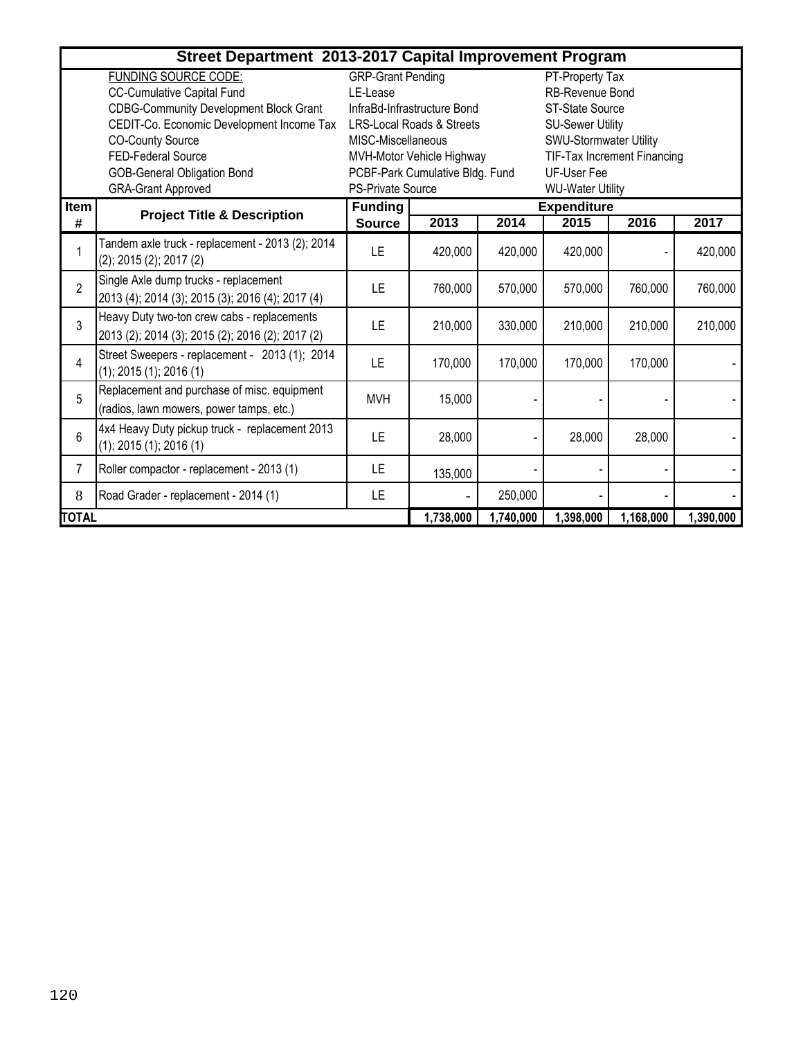## Street Department 2013-2017 Capital Improvement Program

| | | |
|---|---|---|
| FUNDING SOURCE CODE: | GRP-Grant Pending | PT-Property Tax |
| CC-Cumulative Capital Fund | LE-Lease | RB-Revenue Bond |
| CDBG-Community Development Block Grant | InfraBd-Infrastructure Bond | ST-State Source |
| CEDIT-Co. Economic Development Income Tax | LRS-Local Roads & Streets | SU-Sewer Utility |
| CO-County Source | MISC-Miscellaneous | SWU-Stormwater Utility |
| FED-Federal Source | MVH-Motor Vehicle Highway | TIF-Tax Increment Financing |
| GOB-General Obligation Bond | PCBF-Park Cumulative Bldg. Fund | UF-User Fee |
| GRA-Grant Approved | PS-Private Source | WU-Water Utility |

| Item # | Project Title & Description | Funding Source | Expenditure 2013 | 2014 | 2015 | 2016 | 2017 |
|---|---|---|---|---|---|---|---|
| 1 | Tandem axle truck - replacement - 2013 (2); 2014 (2); 2015 (2); 2017 (2) | LE | 420,000 | 420,000 | 420,000 | - | 420,000 |
| 2 | Single Axle dump trucks - replacement 2013 (4); 2014 (3); 2015 (3); 2016 (4); 2017 (4) | LE | 760,000 | 570,000 | 570,000 | 760,000 | 760,000 |
| 3 | Heavy Duty two-ton crew cabs - replacements 2013 (2); 2014 (3); 2015 (2); 2016 (2); 2017 (2) | LE | 210,000 | 330,000 | 210,000 | 210,000 | 210,000 |
| 4 | Street Sweepers - replacement - 2013 (1); 2014 (1); 2015 (1); 2016 (1) | LE | 170,000 | 170,000 | 170,000 | 170,000 | - |
| 5 | Replacement and purchase of misc. equipment (radios, lawn mowers, power tamps, etc.) | MVH | 15,000 | - | - | - | - |
| 6 | 4x4 Heavy Duty pickup truck - replacement 2013 (1); 2015 (1); 2016 (1) | LE | 28,000 | - | 28,000 | 28,000 | - |
| 7 | Roller compactor - replacement - 2013 (1) | LE | 135,000 | - | - | - | - |
| 8 | Road Grader - replacement - 2014 (1) | LE | - | 250,000 | - | - | - |
| **TOTAL** | | | **1,738,000** | **1,740,000** | **1,398,000** | **1,168,000** | **1,390,000** |